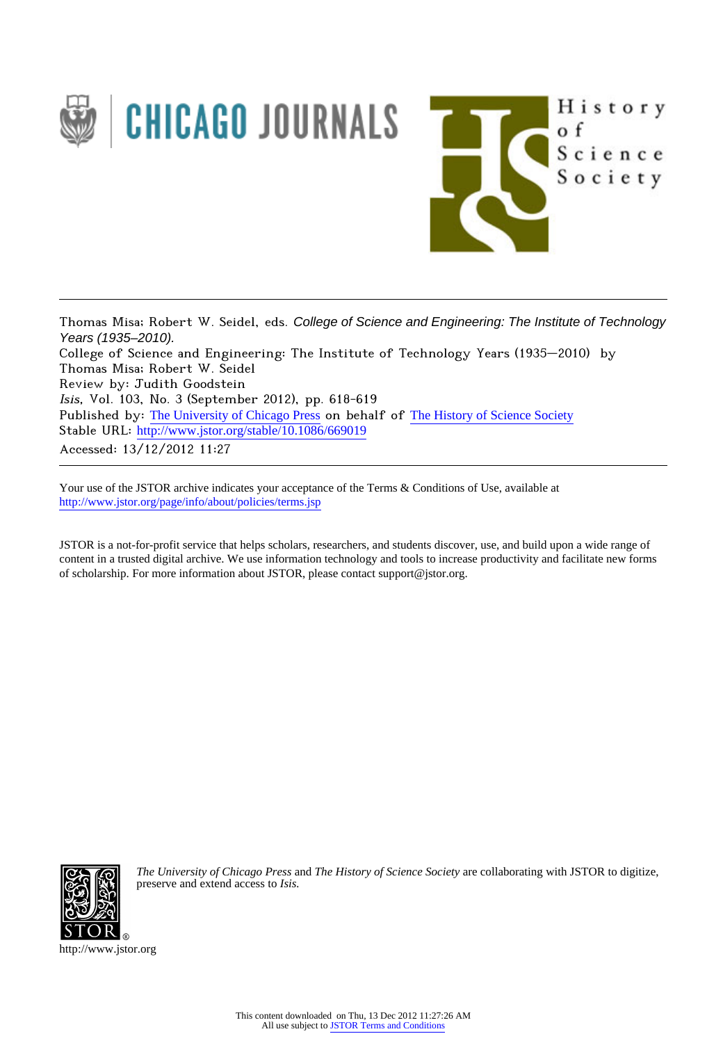Thomas Misa; Robert W. Seidel, eds. *College of Science and Engineering: The Institute of Technology Years (1935–2010).*

College of Science and Engineering: The Institute of Technology Years (1935—2010) by Thomas Misa; Robert W. Seidel

Review by: Judith Goodstein

*Isis*, Vol. 103, No. 3 (September 2012), pp. 618-619

Published by: The University of Chicago Press on behalf of The History of Science Society

Stable URL: http://www.jstor.org/stable/10.1086/669019

Accessed: 13/12/2012 11:27

---

Your use of the JSTOR archive indicates your acceptance of the Terms & Conditions of Use, available at http://www.jstor.org/page/info/about/policies/terms.jsp

JSTOR is a not-for-profit service that helps scholars, researchers, and students discover, use, and build upon a wide range of content in a trusted digital archive. We use information technology and tools to increase productivity and facilitate new forms of scholarship. For more information about JSTOR, please contact support@jstor.org.

*The University of Chicago Press* and *The History of Science Society* are collaborating with JSTOR to digitize, preserve and extend access to *Isis.*

http://www.jstor.org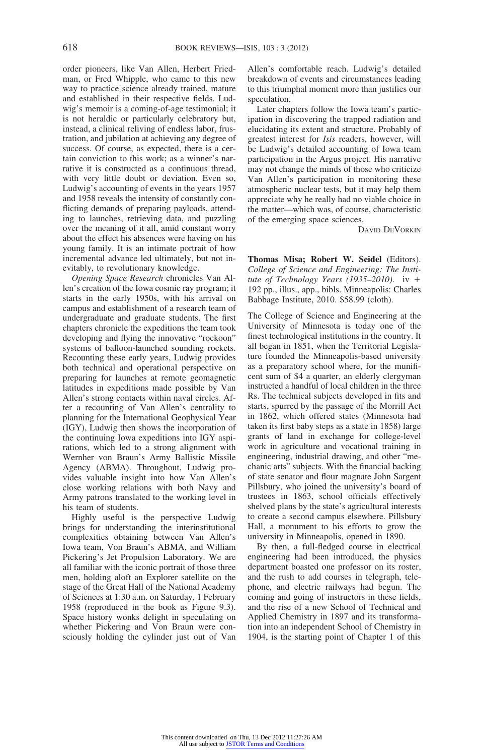order pioneers, like Van Allen, Herbert Friedman, or Fred Whipple, who came to this new way to practice science already trained, mature and established in their respective fields. Ludwig's memoir is a coming-of-age testimonial; it is not heraldic or particularly celebratory but, instead, a clinical reliving of endless labor, frustration, and jubilation at achieving any degree of success. Of course, as expected, there is a certain conviction to this work; as a winner's narrative it is constructed as a continuous thread, with very little doubt or deviation. Even so, Ludwig's accounting of events in the years 1957 and 1958 reveals the intensity of constantly conflicting demands of preparing payloads, attending to launches, retrieving data, and puzzling over the meaning of it all, amid constant worry about the effect his absences were having on his young family. It is an intimate portrait of how incremental advance led ultimately, but not inevitably, to revolutionary knowledge.

*Opening Space Research* chronicles Van Allen's creation of the Iowa cosmic ray program; it starts in the early 1950s, with his arrival on campus and establishment of a research team of undergraduate and graduate students. The first chapters chronicle the expeditions the team took developing and flying the innovative "rockoon" systems of balloon-launched sounding rockets. Recounting these early years, Ludwig provides both technical and operational perspective on preparing for launches at remote geomagnetic latitudes in expeditions made possible by Van Allen's strong contacts within naval circles. After a recounting of Van Allen's centrality to planning for the International Geophysical Year (IGY), Ludwig then shows the incorporation of the continuing Iowa expeditions into IGY aspirations, which led to a strong alignment with Wernher von Braun's Army Ballistic Missile Agency (ABMA). Throughout, Ludwig provides valuable insight into how Van Allen's close working relations with both Navy and Army patrons translated to the working level in his team of students.

Highly useful is the perspective Ludwig brings for understanding the interinstitutional complexities obtaining between Van Allen's Iowa team, Von Braun's ABMA, and William Pickering's Jet Propulsion Laboratory. We are all familiar with the iconic portrait of those three men, holding aloft an Explorer satellite on the stage of the Great Hall of the National Academy of Sciences at 1:30 a.m. on Saturday, 1 February 1958 (reproduced in the book as Figure 9.3). Space history wonks delight in speculating on whether Pickering and Von Braun were consciously holding the cylinder just out of Van Allen's comfortable reach. Ludwig's detailed breakdown of events and circumstances leading to this triumphal moment more than justifies our speculation.

Later chapters follow the Iowa team's participation in discovering the trapped radiation and elucidating its extent and structure. Probably of greatest interest for *Isis* readers, however, will be Ludwig's detailed accounting of Iowa team participation in the Argus project. His narrative may not change the minds of those who criticize Van Allen's participation in monitoring these atmospheric nuclear tests, but it may help them appreciate why he really had no viable choice in the matter—which was, of course, characteristic of the emerging space sciences.

DAVID DEVORKIN

**Thomas Misa; Robert W. Seidel** (Editors). *College of Science and Engineering: The Institute of Technology Years (1935–2010).* iv + 192 pp., illus., app., bibls. Minneapolis: Charles Babbage Institute, 2010. $58.99 (cloth).

The College of Science and Engineering at the University of Minnesota is today one of the finest technological institutions in the country. It all began in 1851, when the Territorial Legislature founded the Minneapolis-based university as a preparatory school where, for the munificent sum of $4 a quarter, an elderly clergyman instructed a handful of local children in the three Rs. The technical subjects developed in fits and starts, spurred by the passage of the Morrill Act in 1862, which offered states (Minnesota had taken its first baby steps as a state in 1858) large grants of land in exchange for college-level work in agriculture and vocational training in engineering, industrial drawing, and other "mechanic arts" subjects. With the financial backing of state senator and flour magnate John Sargent Pillsbury, who joined the university's board of trustees in 1863, school officials effectively shelved plans by the state's agricultural interests to create a second campus elsewhere. Pillsbury Hall, a monument to his efforts to grow the university in Minneapolis, opened in 1890.

By then, a full-fledged course in electrical engineering had been introduced, the physics department boasted one professor on its roster, and the rush to add courses in telegraph, telephone, and electric railways had begun. The coming and going of instructors in these fields, and the rise of a new School of Technical and Applied Chemistry in 1897 and its transformation into an independent School of Chemistry in 1904, is the starting point of Chapter 1 of this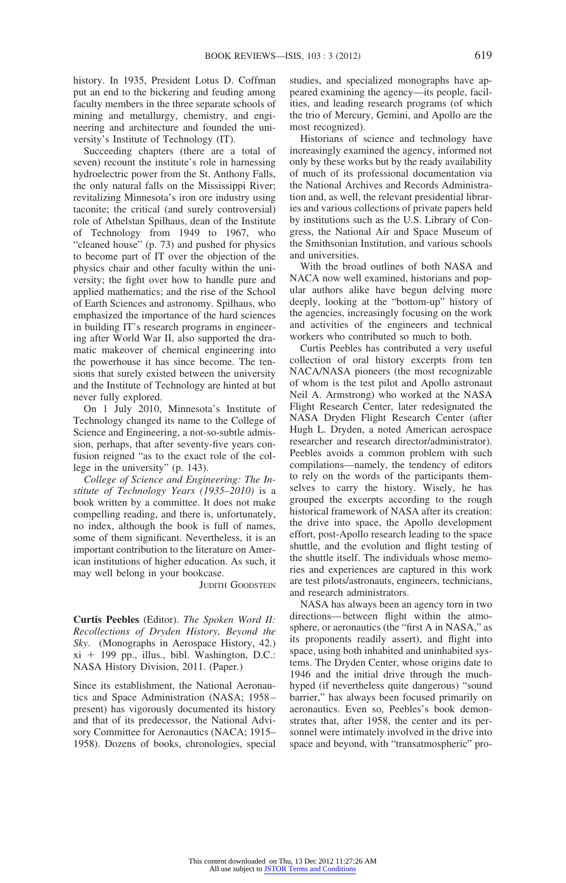history. In 1935, President Lotus D. Coffman put an end to the bickering and feuding among faculty members in the three separate schools of mining and metallurgy, chemistry, and engineering and architecture and founded the university's Institute of Technology (IT).

Succeeding chapters (there are a total of seven) recount the institute's role in harnessing hydroelectric power from the St. Anthony Falls, the only natural falls on the Mississippi River; revitalizing Minnesota's iron ore industry using taconite; the critical (and surely controversial) role of Athelstan Spilhaus, dean of the Institute of Technology from 1949 to 1967, who "cleaned house" (p. 73) and pushed for physics to become part of IT over the objection of the physics chair and other faculty within the university; the fight over how to handle pure and applied mathematics; and the rise of the School of Earth Sciences and astronomy. Spilhaus, who emphasized the importance of the hard sciences in building IT's research programs in engineering after World War II, also supported the dramatic makeover of chemical engineering into the powerhouse it has since become. The tensions that surely existed between the university and the Institute of Technology are hinted at but never fully explored.

On 1 July 2010, Minnesota's Institute of Technology changed its name to the College of Science and Engineering, a not-so-subtle admission, perhaps, that after seventy-five years confusion reigned "as to the exact role of the college in the university" (p. 143).

*College of Science and Engineering: The Institute of Technology Years (1935–2010)* is a book written by a committee. It does not make compelling reading, and there is, unfortunately, no index, although the book is full of names, some of them significant. Nevertheless, it is an important contribution to the literature on American institutions of higher education. As such, it may well belong in your bookcase.

JUDITH GOODSTEIN

**Curtis Peebles** (Editor). *The Spoken Word II: Recollections of Dryden History, Beyond the Sky*. (Monographs in Aerospace History, 42.) xi + 199 pp., illus., bibl. Washington, D.C.: NASA History Division, 2011. (Paper.)

Since its establishment, the National Aeronautics and Space Administration (NASA; 1958–present) has vigorously documented its history and that of its predecessor, the National Advisory Committee for Aeronautics (NACA; 1915–1958). Dozens of books, chronologies, special studies, and specialized monographs have appeared examining the agency—its people, facilities, and leading research programs (of which the trio of Mercury, Gemini, and Apollo are the most recognized).

Historians of science and technology have increasingly examined the agency, informed not only by these works but by the ready availability of much of its professional documentation via the National Archives and Records Administration and, as well, the relevant presidential libraries and various collections of private papers held by institutions such as the U.S. Library of Congress, the National Air and Space Museum of the Smithsonian Institution, and various schools and universities.

With the broad outlines of both NASA and NACA now well examined, historians and popular authors alike have begun delving more deeply, looking at the "bottom-up" history of the agencies, increasingly focusing on the work and activities of the engineers and technical workers who contributed so much to both.

Curtis Peebles has contributed a very useful collection of oral history excerpts from ten NACA/NASA pioneers (the most recognizable of whom is the test pilot and Apollo astronaut Neil A. Armstrong) who worked at the NASA Flight Research Center, later redesignated the NASA Dryden Flight Research Center (after Hugh L. Dryden, a noted American aerospace researcher and research director/administrator). Peebles avoids a common problem with such compilations—namely, the tendency of editors to rely on the words of the participants themselves to carry the history. Wisely, he has grouped the excerpts according to the rough historical framework of NASA after its creation: the drive into space, the Apollo development effort, post-Apollo research leading to the space shuttle, and the evolution and flight testing of the shuttle itself. The individuals whose memories and experiences are captured in this work are test pilots/astronauts, engineers, technicians, and research administrators.

NASA has always been an agency torn in two directions—between flight within the atmosphere, or aeronautics (the "first A in NASA," as its proponents readily assert), and flight into space, using both inhabited and uninhabited systems. The Dryden Center, whose origins date to 1946 and the initial drive through the much-hyped (if nevertheless quite dangerous) "sound barrier," has always been focused primarily on aeronautics. Even so, Peebles's book demonstrates that, after 1958, the center and its personnel were intimately involved in the drive into space and beyond, with "transatmospheric" pro-